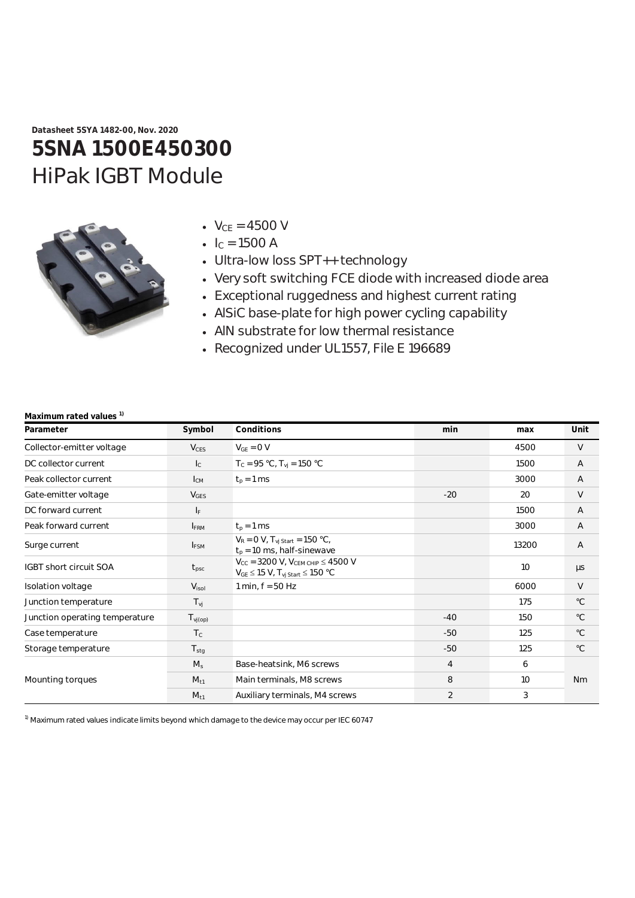**Datasheet 5SYA 1482-00, Nov. 2020**

# 5SNA 1500E450300

## HiPak IGBT Module

- $V_{CE}$ = 4500 V
- $I_C$ = 1500 A
- Ultra-low loss SPT++ technology
- Very soft switching FCE diode with increased diode area
- Exceptional ruggedness and highest current rating
- AlSiC base-plate for high power cycling capability
- AlN substrate for low thermal resistance
- Recognized under UL1557, File E 196689

**Maximum rated values [1)]**

| Parameter | Symbol | Conditions | min | max | Unit |
|---|---|---|---|---|---|
| Collector-emitter voltage | $V_{CES}$ | $V_{GE}$ = 0 V | | 4500 | V |
| DC collector current | $I_C$ | $T_C$ = 95 °C, $T_{vj}$ = 150 °C | | 1500 | A |
| Peak collector current | $I_{CM}$ | $t_p$ = 1 ms | | 3000 | A |
| Gate-emitter voltage | $V_{GES}$ | | -20 | 20 | V |
| DC forward current | $I_F$ | | | 1500 | A |
| Peak forward current | $I_{FRM}$ | $t_p$ = 1 ms | | 3000 | A |
| Surge current | $I_{FSM}$ | $V_R$ = 0 V, $T_{vj\ Start}$ = 150 °C, $t_p$ = 10 ms, half-sinewave | | 13200 | A |
| IGBT short circuit SOA | $t_{psc}$ | $V_{CC}$ = 3200 V, $V_{CEM\ CHIP} \leq$ 4500 V $V_{GE} \leq$ 15 V, $T_{vj\ Start} \leq$ 150 °C | | 10 | µs |
| Isolation voltage | $V_{isol}$ | 1 min, f = 50 Hz | | 6000 | V |
| Junction temperature | $T_{vj}$ | | | 175 | °C |
| Junction operating temperature | $T_{vj(op)}$ | | -40 | 150 | °C |
| Case temperature | $T_C$ | | -50 | 125 | °C |
| Storage temperature | $T_{stg}$ | | -50 | 125 | °C |
| Mounting torques | $M_s$ | Base-heatsink, M6 screws | 4 | 6 | Nm |
| | $M_{t1}$ | Main terminals, M8 screws | 8 | 10 | |
| | $M_{t1}$ | Auxiliary terminals, M4 screws | 2 | 3 | |

[1)] Maximum rated values indicate limits beyond which damage to the device may occur per IEC 60747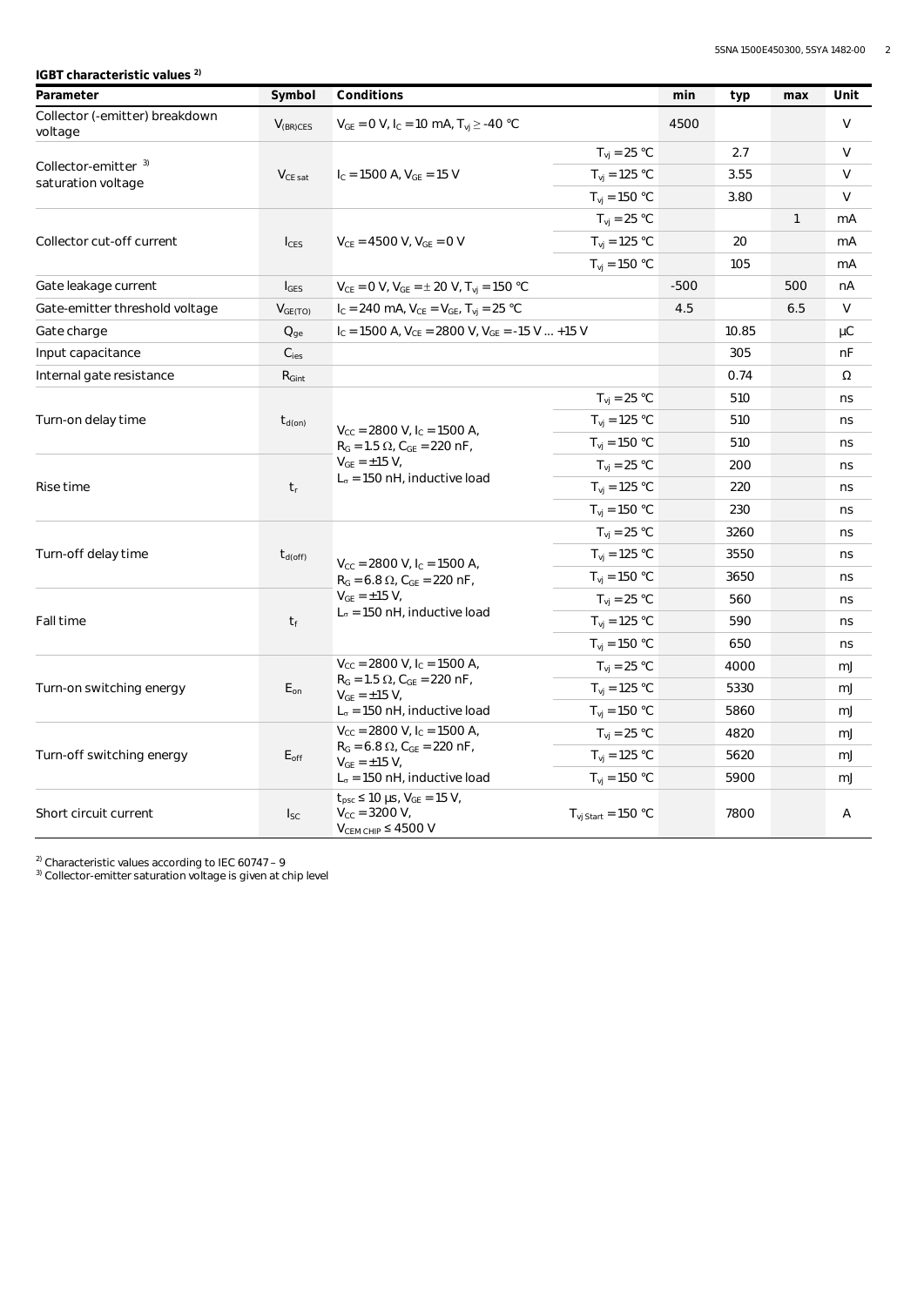**IGBT characteristic values [2)]**

| Parameter | Symbol | Conditions | | min | typ | max | Unit |
|---|---|---|---|---|---|---|---|
| Collector (-emitter) breakdown voltage | $V_{(BR)CES}$ | $V_{GE}$ = 0 V, $I_C$ = 10 mA, $T_{vj} \geq$ -40 °C | | 4500 | | | V |
| Collector-emitter [3)] saturation voltage | $V_{CE\,sat}$ | $I_C$ = 1500 A, $V_{GE}$ = 15 V | $T_{vj}$ = 25 °C | | 2.7 | | V |
| | | | $T_{vj}$ = 125 °C | | 3.55 | | V |
| | | | $T_{vj}$ = 150 °C | | 3.80 | | V |
| Collector cut-off current | $I_{CES}$ | $V_{CE}$ = 4500 V, $V_{GE}$ = 0 V | $T_{vj}$ = 25 °C | | | 1 | mA |
| | | | $T_{vj}$ = 125 °C | | 20 | | mA |
| | | | $T_{vj}$ = 150 °C | | 105 | | mA |
| Gate leakage current | $I_{GES}$ | $V_{CE}$ = 0 V, $V_{GE}$ = ± 20 V, $T_{vj}$ = 150 °C | | -500 | | 500 | nA |
| Gate-emitter threshold voltage | $V_{GE(TO)}$ | $I_C$ = 240 mA, $V_{CE}$ = $V_{GE}$, $T_{vj}$ = 25 °C | | 4.5 | | 6.5 | V |
| Gate charge | $Q_{ge}$ | $I_C$ = 1500 A, $V_{CE}$ = 2800 V, $V_{GE}$ = -15 V ... +15 V | | | 10.85 | | µC |
| Input capacitance | $C_{ies}$ | | | | 305 | | nF |
| Internal gate resistance | $R_{Gint}$ | | | | 0.74 | | Ω |
| Turn-on delay time | $t_{d(on)}$ | $V_{CC}$ = 2800 V, $I_C$ = 1500 A, $R_G$ = 1.5 Ω, $C_{GE}$ = 220 nF, $V_{GE}$ = ±15 V, $L_\sigma$ = 150 nH, inductive load | $T_{vj}$ = 25 °C | | 510 | | ns |
| | | | $T_{vj}$ = 125 °C | | 510 | | ns |
| | | | $T_{vj}$ = 150 °C | | 510 | | ns |
| Rise time | $t_r$ | | $T_{vj}$ = 25 °C | | 200 | | ns |
| | | | $T_{vj}$ = 125 °C | | 220 | | ns |
| | | | $T_{vj}$ = 150 °C | | 230 | | ns |
| Turn-off delay time | $t_{d(off)}$ | $V_{CC}$ = 2800 V, $I_C$ = 1500 A, $R_G$ = 6.8 Ω, $C_{GE}$ = 220 nF, $V_{GE}$ = ±15 V, $L_\sigma$ = 150 nH, inductive load | $T_{vj}$ = 25 °C | | 3260 | | ns |
| | | | $T_{vj}$ = 125 °C | | 3550 | | ns |
| | | | $T_{vj}$ = 150 °C | | 3650 | | ns |
| Fall time | $t_f$ | | $T_{vj}$ = 25 °C | | 560 | | ns |
| | | | $T_{vj}$ = 125 °C | | 590 | | ns |
| | | | $T_{vj}$ = 150 °C | | 650 | | ns |
| Turn-on switching energy | $E_{on}$ | $V_{CC}$ = 2800 V, $I_C$ = 1500 A, $R_G$ = 1.5 Ω, $C_{GE}$ = 220 nF, $V_{GE}$ = ±15 V, $L_\sigma$ = 150 nH, inductive load | $T_{vj}$ = 25 °C | | 4000 | | mJ |
| | | | $T_{vj}$ = 125 °C | | 5330 | | mJ |
| | | | $T_{vj}$ = 150 °C | | 5860 | | mJ |
| Turn-off switching energy | $E_{off}$ | $V_{CC}$ = 2800 V, $I_C$ = 1500 A, $R_G$ = 6.8 Ω, $C_{GE}$ = 220 nF, $V_{GE}$ = ±15 V, $L_\sigma$ = 150 nH, inductive load | $T_{vj}$ = 25 °C | | 4820 | | mJ |
| | | | $T_{vj}$ = 125 °C | | 5620 | | mJ |
| | | | $T_{vj}$ = 150 °C | | 5900 | | mJ |
| Short circuit current | $I_{SC}$ | $t_{psc} \leq$ 10 µs, $V_{GE}$ = 15 V, $V_{CC}$ = 3200 V, $V_{CEM\,CHIP} \leq$ 4500 V | $T_{vj\,Start}$ = 150 °C | | 7800 | | A |

[2)] Characteristic values according to IEC 60747 – 9

[3)] Collector-emitter saturation voltage is given at chip level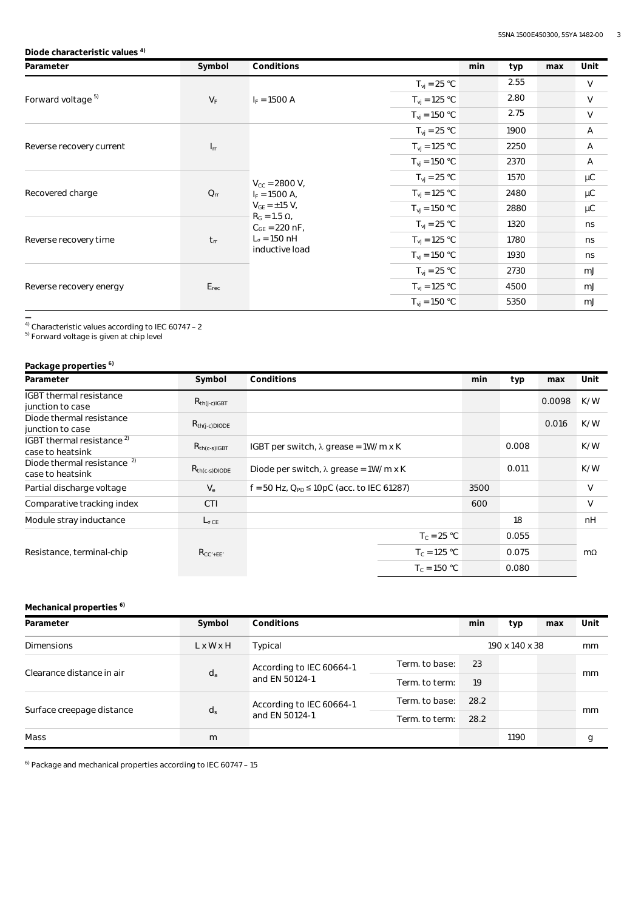**Diode characteristic values [4)]**

| Parameter | Symbol | Conditions | | min | typ | max | Unit |
|---|---|---|---|---|---|---|---|
| Forward voltage [5)] | $V_F$ | $I_F = 1500$ A | $T_{vj} = 25$ °C | | 2.55 | | V |
| | | | $T_{vj} = 125$ °C | | 2.80 | | V |
| | | | $T_{vj} = 150$ °C | | 2.75 | | V |
| Reverse recovery current | $I_{rr}$ | $V_{CC} = 2800$ V, $I_F = 1500$ A, $V_{GE} = \pm15$ V, $R_G = 1.5$ Ω, $C_{GE} = 220$ nF, $L_\sigma = 150$ nH inductive load | $T_{vj} = 25$ °C | | 1900 | | A |
| | | | $T_{vj} = 125$ °C | | 2250 | | A |
| | | | $T_{vj} = 150$ °C | | 2370 | | A |
| Recovered charge | $Q_{rr}$ | | $T_{vj} = 25$ °C | | 1570 | | µC |
| | | | $T_{vj} = 125$ °C | | 2480 | | µC |
| | | | $T_{vj} = 150$ °C | | 2880 | | µC |
| Reverse recovery time | $t_{rr}$ | | $T_{vj} = 25$ °C | | 1320 | | ns |
| | | | $T_{vj} = 125$ °C | | 1780 | | ns |
| | | | $T_{vj} = 150$ °C | | 1930 | | ns |
| Reverse recovery energy | $E_{rec}$ | | $T_{vj} = 25$ °C | | 2730 | | mJ |
| | | | $T_{vj} = 125$ °C | | 4500 | | mJ |
| | | | $T_{vj} = 150$ °C | | 5350 | | mJ |

[4)] Characteristic values according to IEC 60747 – 2
[5)] Forward voltage is given at chip level

**Package properties [6)]**

| Parameter | Symbol | Conditions | | min | typ | max | Unit |
|---|---|---|---|---|---|---|---|
| IGBT thermal resistance junction to case | $R_{th(j-c)IGBT}$ | | | | | 0.0098 | K/W |
| Diode thermal resistance junction to case | $R_{th(j-c)DIODE}$ | | | | | 0.016 | K/W |
| IGBT thermal resistance [2)] case to heatsink | $R_{th(c-s)IGBT}$ | IGBT per switch, λ grease = 1W/m x K | | | 0.008 | | K/W |
| Diode thermal resistance [2)] case to heatsink | $R_{th(c-s)DIODE}$ | Diode per switch, λ grease = 1W/m x K | | | 0.011 | | K/W |
| Partial discharge voltage | $V_e$ | f = 50 Hz, $Q_{PD} \leq 10$pC (acc. to IEC 61287) | | 3500 | | | V |
| Comparative tracking index | CTI | | | 600 | | | V |
| Module stray inductance | $L_{\sigma\ CE}$ | | | | 18 | | nH |
| Resistance, terminal-chip | $R_{CC'+EE'}$ | | $T_C = 25$ °C | | 0.055 | | mΩ |
| | | | $T_C = 125$ °C | | 0.075 | | |
| | | | $T_C = 150$ °C | | 0.080 | | |

**Mechanical properties [6)]**

| Parameter | Symbol | Conditions | | min | typ | max | Unit |
|---|---|---|---|---|---|---|---|
| Dimensions | L x W x H | Typical | | | 190 x 140 x 38 | | mm |
| Clearance distance in air | $d_a$ | According to IEC 60664-1 and EN 50124-1 | Term. to base: | 23 | | | mm |
| | | | Term. to term: | 19 | | | |
| Surface creepage distance | $d_s$ | According to IEC 60664-1 and EN 50124-1 | Term. to base: | 28.2 | | | mm |
| | | | Term. to term: | 28.2 | | | |
| Mass | m | | | | 1190 | | g |

[6)] Package and mechanical properties according to IEC 60747 – 15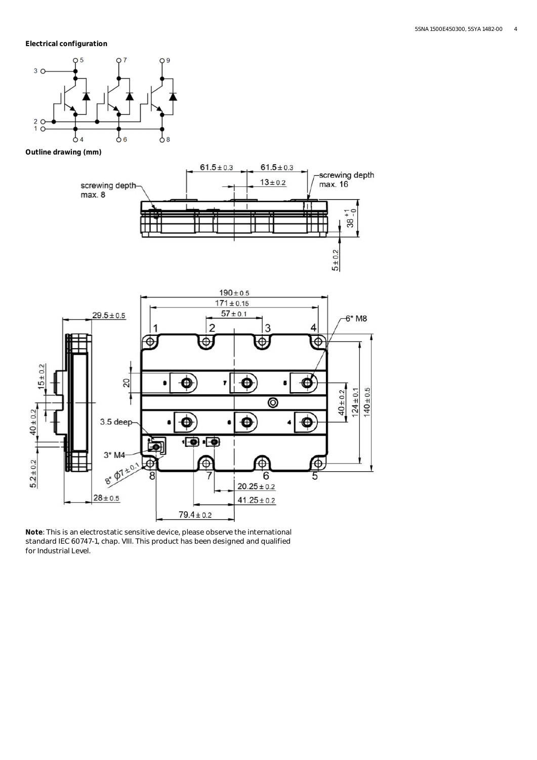**Electrical configuration**

**Outline drawing (mm)**

**Note**: This is an electrostatic sensitive device, please observe the international standard IEC 60747-1, chap. VIII. This product has been designed and qualified for Industrial Level.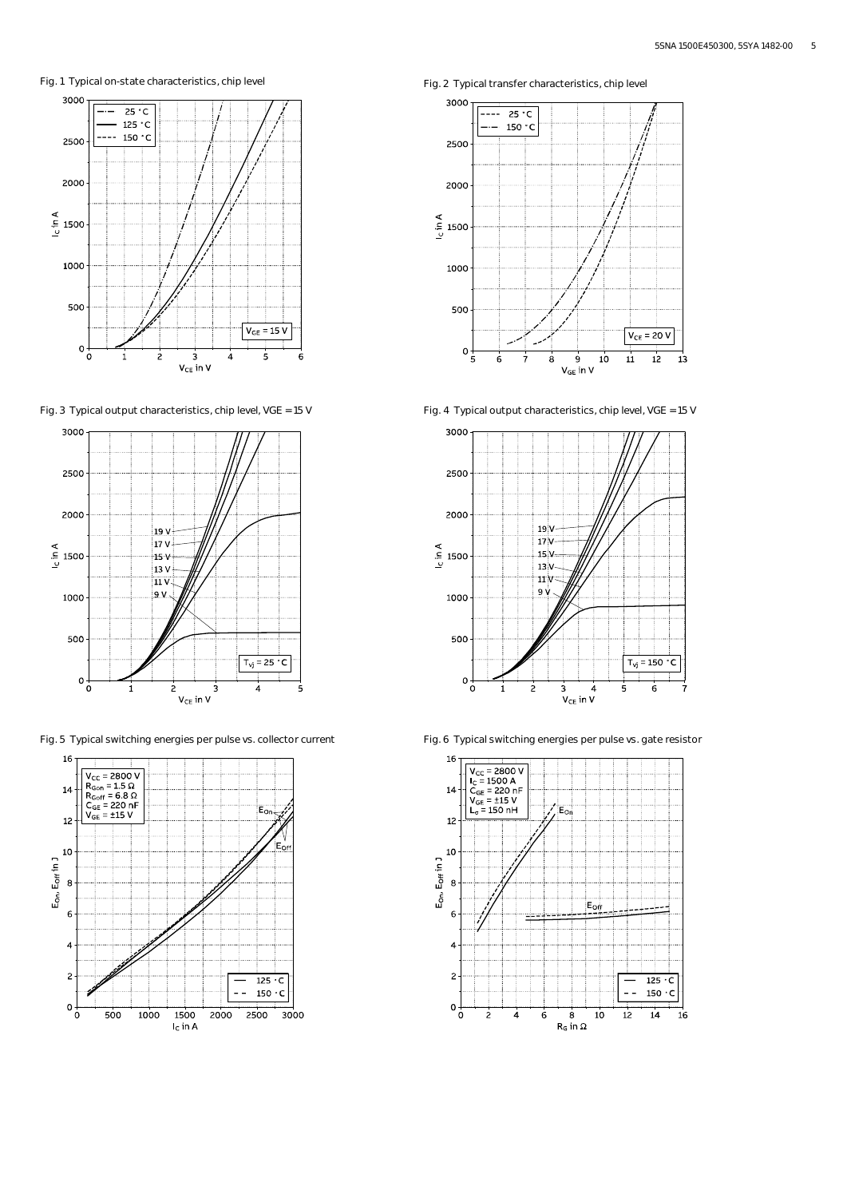Fig. 1 Typical on-state characteristics, chip level

Fig. 2 Typical transfer characteristics, chip level

Fig. 3 Typical output characteristics, chip level, VGE = 15 V

Fig. 4 Typical output characteristics, chip level, VGE = 15 V

Fig. 5 Typical switching energies per pulse vs. collector current

Fig. 6 Typical switching energies per pulse vs. gate resistor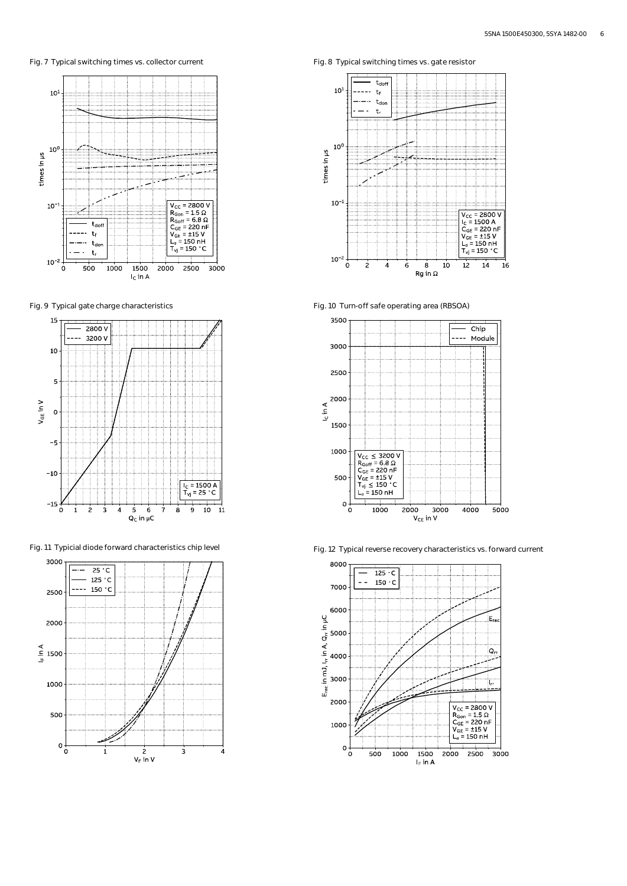Fig. 7 Typical switching times vs. collector current

Fig. 8 Typical switching times vs. gate resistor

Fig. 9 Typical gate charge characteristics

Fig. 10 Turn-off safe operating area (RBSOA)

Fig. 11 Typicial diode forward characteristics chip level

Fig. 12 Typical reverse recovery characteristics vs. forward current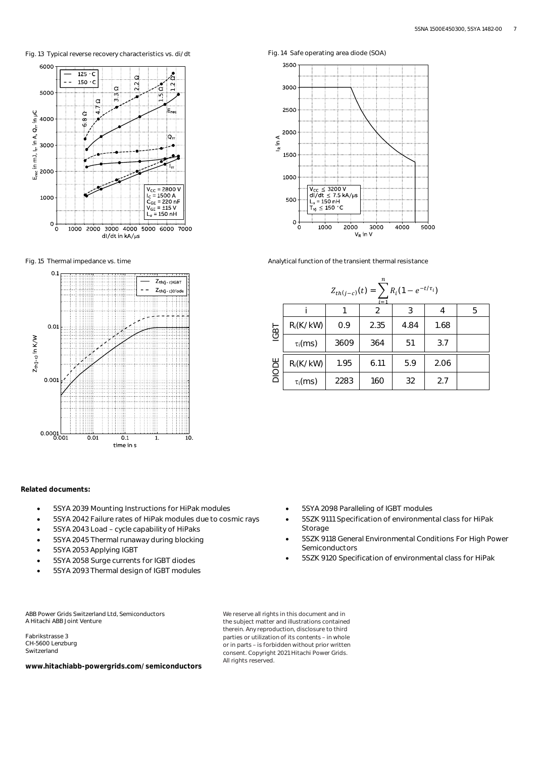Fig. 13 Typical reverse recovery characteristics vs. di/dt

125 °C
150 °C
6.8 Ω
4.7 Ω
3.3 Ω
2.2 Ω
1.5 Ω
1.2 Ω
$E_{rec}$
$Q_{rr}$
$I_{rr}$
$V_{CC}$ = 2800 V
$I_C$ = 1500 A
$C_{GE}$ = 220 nF
$V_{GE}$ = ±15 V
$L_\sigma$ = 150 nH
$E_{rec}$ in mJ, $I_{rr}$ in A, $Q_{rr}$ in µC
0
1000
2000
3000
4000
5000
6000
0 1000 2000 3000 4000 5000 6000 7000
dI/dt in kA/µs

Fig. 14 Safe operating area diode (SOA)

$I_R$ in A
0
500
1000
1500
2000
2500
3000
3500
$V_{CC}$ ≤ 3200 V
dI/dt ≤ 7.5 kA/µs
$L_\sigma$ = 150 nH
$T_{vj}$ ≤ 150 °C
0 1000 2000 3000 4000 5000
$V_R$ in V

Fig. 15 Thermal impedance vs. time

$Z_{th(j-c)IGBT}$
$Z_{th(j-c)Diode}$
$Z_{th(j-c)}$ in K/W
0.0001
0.001
0.01
0.1
0.001 0.01 0.1 1. 10.
time in s

Analytical function of the transient thermal resistance

$$Z_{th(j-c)}(t) = \sum_{i=1}^{n} R_i(1 - e^{-t/\tau_i})$$

| | i | 1 | 2 | 3 | 4 | 5 |
|---|---|---|---|---|---|---|
| IGBT | $R_i$(K/kW) | 0.9 | 2.35 | 4.84 | 1.68 | |
| | $\tau_i$(ms) | 3609 | 364 | 51 | 3.7 | |
| DIODE | $R_i$(K/kW) | 1.95 | 6.11 | 5.9 | 2.06 | |
| | $\tau_i$(ms) | 2283 | 160 | 32 | 2.7 | |

**Related documents:**

- 5SYA 2039 Mounting Instructions for HiPak modules
- 5SYA 2042 Failure rates of HiPak modules due to cosmic rays
- 5SYA 2043 Load – cycle capability of HiPaks
- 5SYA 2045 Thermal runaway during blocking
- 5SYA 2053 Applying IGBT
- 5SYA 2058 Surge currents for IGBT diodes
- 5SYA 2093 Thermal design of IGBT modules
- 5SYA 2098 Paralleling of IGBT modules
- 5SZK 9111 Specification of environmental class for HiPak Storage
- 5SZK 9118 General Environmental Conditions For High Power Semiconductors
- 5SZK 9120 Specification of environmental class for HiPak

ABB Power Grids Switzerland Ltd, Semiconductors
A Hitachi ABB Joint Venture

Fabrikstrasse 3
CH-5600 Lenzburg
Switzerland

**www.hitachiabb-powergrids.com/semiconductors**

We reserve all rights in this document and in the subject matter and illustrations contained therein. Any reproduction, disclosure to third parties or utilization of its contents – in whole or in parts – is forbidden without prior written consent. Copyright 2021 Hitachi Power Grids. All rights reserved.